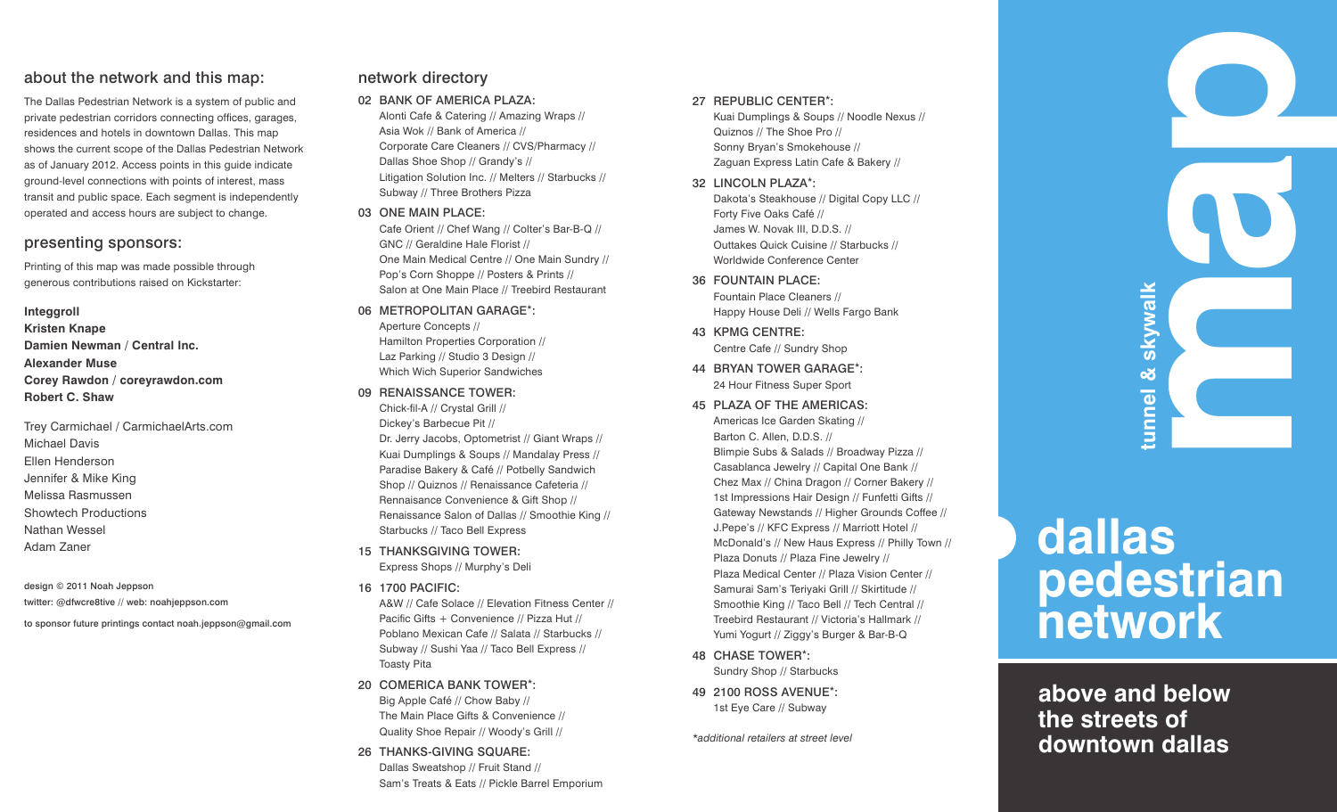## about the network and this map:

The Dallas Pedestrian Network is a system of public and private pedestrian corridors connecting offices, garages, residences and hotels in downtown Dallas. This map shows the current scope of the Dallas Pedestrian Network as of January 2012. Access points in this guide indicate ground-level connections with points of interest, mass transit and public space. Each segment is independently operated and access hours are subject to change.

## presenting sponsors:

Printing of this map was made possible through generous contributions raised on Kickstarter:

**Integgroll**
**Kristen Knape**
**Damien Newman / Central Inc.**
**Alexander Muse**
**Corey Rawdon / coreyrawdon.com**
**Robert C. Shaw**

Trey Carmichael / CarmichaelArts.com
Michael Davis
Ellen Henderson
Jennifer & Mike King
Melissa Rasmussen
Showtech Productions
Nathan Wessel
Adam Zaner

design © 2011 Noah Jeppson
twitter: @dfwcre8tive // web: noahjeppson.com

to sponsor future printings contact noah.jeppson@gmail.com

## network directory

**02 BANK OF AMERICA PLAZA:**
Alonti Cafe & Catering // Amazing Wraps // Asia Wok // Bank of America // Corporate Care Cleaners // CVS/Pharmacy // Dallas Shoe Shop // Grandy's // Litigation Solution Inc. // Melters // Starbucks // Subway // Three Brothers Pizza

**03 ONE MAIN PLACE:**
Cafe Orient // Chef Wang // Colter's Bar-B-Q // GNC // Geraldine Hale Florist // One Main Medical Centre // One Main Sundry // Pop's Corn Shoppe // Posters & Prints // Salon at One Main Place // Treebird Restaurant

**06 METROPOLITAN GARAGE*:**
Aperture Concepts // Hamilton Properties Corporation // Laz Parking // Studio 3 Design // Which Wich Superior Sandwiches

**09 RENAISSANCE TOWER:**
Chick-fil-A // Crystal Grill // Dickey's Barbecue Pit // Dr. Jerry Jacobs, Optometrist // Giant Wraps // Kuai Dumplings & Soups // Mandalay Press // Paradise Bakery & Café // Potbelly Sandwich Shop // Quiznos // Renaissance Cafeteria // Rennaisance Convenience & Gift Shop // Renaissance Salon of Dallas // Smoothie King // Starbucks // Taco Bell Express

**15 THANKSGIVING TOWER:**
Express Shops // Murphy's Deli

**16 1700 PACIFIC:**
A&W // Cafe Solace // Elevation Fitness Center // Pacific Gifts + Convenience // Pizza Hut // Poblano Mexican Cafe // Salata // Starbucks // Subway // Sushi Yaa // Taco Bell Express // Toasty Pita

**20 COMERICA BANK TOWER*:**
Big Apple Café // Chow Baby // The Main Place Gifts & Convenience // Quality Shoe Repair // Woody's Grill //

**26 THANKS-GIVING SQUARE:**
Dallas Sweatshop // Fruit Stand // Sam's Treats & Eats // Pickle Barrel Emporium

**27 REPUBLIC CENTER*:**
Kuai Dumplings & Soups // Noodle Nexus // Quiznos // The Shoe Pro // Sonny Bryan's Smokehouse // Zaguan Express Latin Cafe & Bakery //

**32 LINCOLN PLAZA*:**
Dakota's Steakhouse // Digital Copy LLC // Forty Five Oaks Café // James W. Novak III, D.D.S. // Outtakes Quick Cuisine // Starbucks // Worldwide Conference Center

**36 FOUNTAIN PLACE:**
Fountain Place Cleaners // Happy House Deli // Wells Fargo Bank

**43 KPMG CENTRE:**
Centre Cafe // Sundry Shop

**44 BRYAN TOWER GARAGE*:**
24 Hour Fitness Super Sport

**45 PLAZA OF THE AMERICAS:**
Americas Ice Garden Skating // Barton C. Allen, D.D.S. // Blimpie Subs & Salads // Broadway Pizza // Casablanca Jewelry // Capital One Bank // Chez Max // China Dragon // Corner Bakery // 1st Impressions Hair Design // Funfetti Gifts // Gateway Newstands // Higher Grounds Coffee // J.Pepe's // KFC Express // Marriott Hotel // McDonald's // New Haus Express // Philly Town // Plaza Donuts // Plaza Fine Jewelry // Plaza Medical Center // Plaza Vision Center // Samurai Sam's Teriyaki Grill // Skirtitude // Smoothie King // Taco Bell // Tech Central // Treebird Restaurant // Victoria's Hallmark // Yumi Yogurt // Ziggy's Burger & Bar-B-Q

**48 CHASE TOWER*:**
Sundry Shop // Starbucks

**49 2100 ROSS AVENUE*:**
1st Eye Care // Subway

*additional retailers at street level

# tunnel & skywalk map

# dallas pedestrian network

## above and below the streets of downtown dallas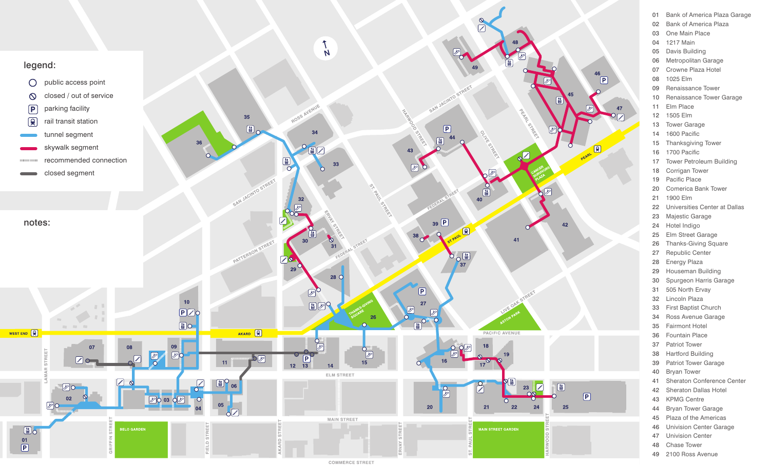## legend:

- public access point
- closed / out of service
- parking facility
- rail transit station
- tunnel segment
- skywalk segment
- recommended connection
- closed segment

## notes:

N

ROSS AVENUE
SAN JACINTO STREET
PATTERSON STREET
FEDERAL STREET
HARWOOD STREET
OLIVE STREET
PEARL STREET
ST PAUL STREET
ERVAY STREET
LIVE OAK STREET
PACIFIC AVENUE
ELM STREET
MAIN STREET
COMMERCE STREET
LAMAR STREET
GRIFFIN STREET
FIELD STREET
AKARD STREET
WEST END
AKARD
ST PAUL
PEARL
THANKS-GIVING SQUARE
CANCER SURVIVORS PLAZA
ASTON PARK
BELO GARDEN
MAIN STREET GARDEN

01 Bank of America Plaza Garage
02 Bank of America Plaza
03 One Main Place
04 1217 Main
05 Davis Building
06 Metropolitan Garage
07 Crowne Plaza Hotel
08 1025 Elm
09 Renaissance Tower
10 Renaissance Tower Garage
11 Elm Place
12 1505 Elm
13 Tower Garage
14 1600 Pacific
15 Thanksgiving Tower
16 1700 Pacific
17 Tower Petroleum Building
18 Corrigan Tower
19 Pacific Place
20 Comerica Bank Tower
21 1900 Elm
22 Universities Center at Dallas
23 Majestic Garage
24 Hotel Indigo
25 Elm Street Garage
26 Thanks-Giving Square
27 Republic Center
28 Energy Plaza
29 Houseman Building
30 Spurgeon Harris Garage
31 505 North Ervay
32 Lincoln Plaza
33 First Baptist Church
34 Ross Avenue Garage
35 Fairmont Hotel
36 Fountain Place
37 Patriot Tower
38 Hartford Building
39 Patriot Tower Garage
40 Bryan Tower
41 Sheraton Conference Center
42 Sheraton Dallas Hotel
43 KPMG Centre
44 Bryan Tower Garage
45 Plaza of the Americas
46 Univision Center Garage
47 Univision Center
48 Chase Tower
49 2100 Ross Avenue